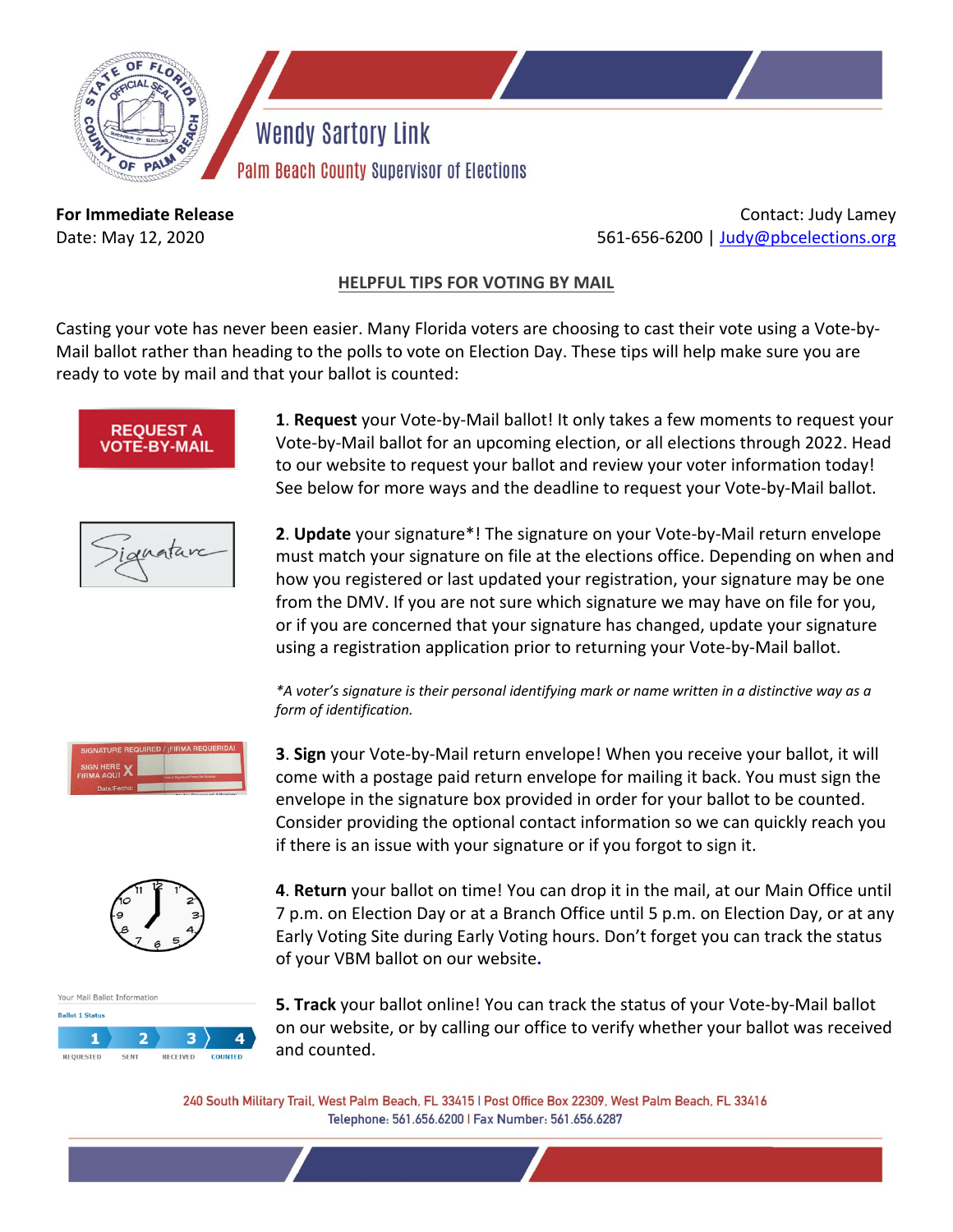Wendy Sartory Link

Palm Beach County Supervisor of Elections

**For Immediate Release**
Date: May 12, 2020

Contact: Judy Lamey
561-656-6200 | Judy@pbcelections.org

## HELPFUL TIPS FOR VOTING BY MAIL

Casting your vote has never been easier. Many Florida voters are choosing to cast their vote using a Vote-by-Mail ballot rather than heading to the polls to vote on Election Day. These tips will help make sure you are ready to vote by mail and that your ballot is counted:

REQUEST A VOTE-BY-MAIL

1. **Request** your Vote-by-Mail ballot! It only takes a few moments to request your Vote-by-Mail ballot for an upcoming election, or all elections through 2022. Head to our website to request your ballot and review your voter information today! See below for more ways and the deadline to request your Vote-by-Mail ballot.

2. **Update** your signature*! The signature on your Vote-by-Mail return envelope must match your signature on file at the elections office. Depending on when and how you registered or last updated your registration, your signature may be one from the DMV. If you are not sure which signature we may have on file for you, or if you are concerned that your signature has changed, update your signature using a registration application prior to returning your Vote-by-Mail ballot.

*\*A voter's signature is their personal identifying mark or name written in a distinctive way as a form of identification.*

3. **Sign** your Vote-by-Mail return envelope! When you receive your ballot, it will come with a postage paid return envelope for mailing it back. You must sign the envelope in the signature box provided in order for your ballot to be counted. Consider providing the optional contact information so we can quickly reach you if there is an issue with your signature or if you forgot to sign it.

4. **Return** your ballot on time! You can drop it in the mail, at our Main Office until 7 p.m. on Election Day or at a Branch Office until 5 p.m. on Election Day, or at any Early Voting Site during Early Voting hours. Don't forget you can track the status of your VBM ballot on our website**.**

5. **Track** your ballot online! You can track the status of your Vote-by-Mail ballot on our website, or by calling our office to verify whether your ballot was received and counted.

240 South Military Trail, West Palm Beach, FL 33415 | Post Office Box 22309, West Palm Beach, FL 33416
Telephone: 561.656.6200 | Fax Number: 561.656.6287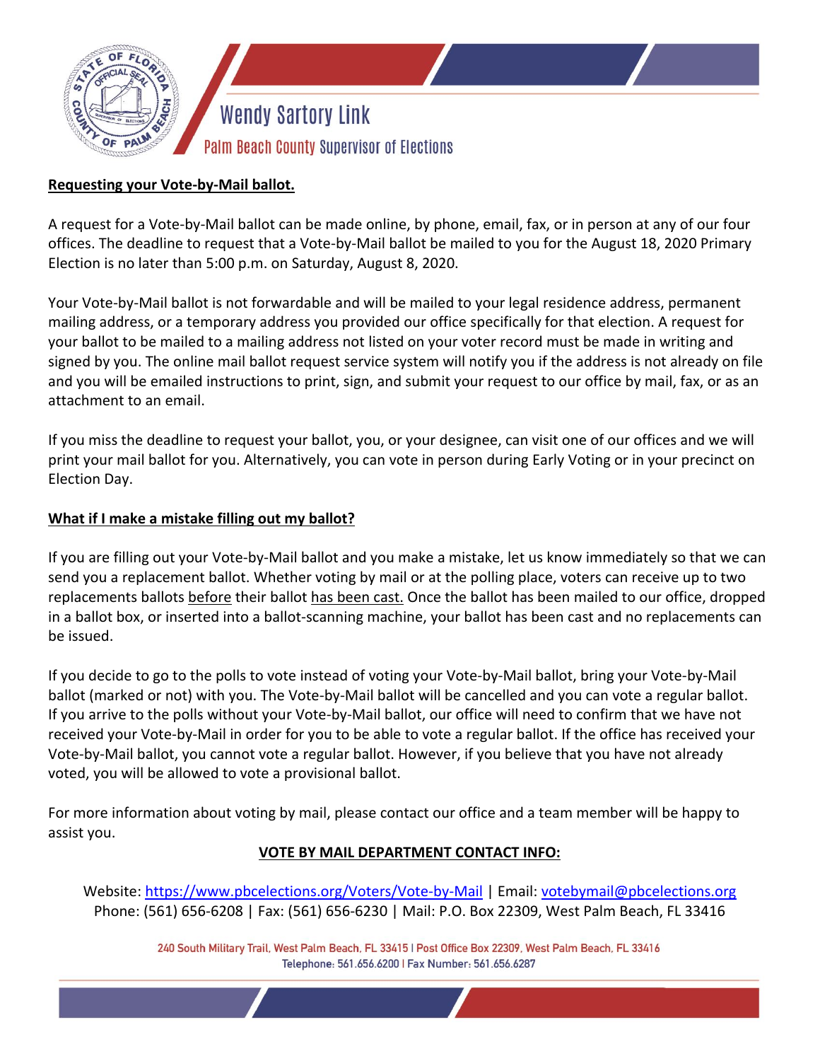Wendy Sartory Link

Palm Beach County Supervisor of Elections

**Requesting your Vote-by-Mail ballot.**

A request for a Vote-by-Mail ballot can be made online, by phone, email, fax, or in person at any of our four offices. The deadline to request that a Vote-by-Mail ballot be mailed to you for the August 18, 2020 Primary Election is no later than 5:00 p.m. on Saturday, August 8, 2020.

Your Vote-by-Mail ballot is not forwardable and will be mailed to your legal residence address, permanent mailing address, or a temporary address you provided our office specifically for that election. A request for your ballot to be mailed to a mailing address not listed on your voter record must be made in writing and signed by you. The online mail ballot request service system will notify you if the address is not already on file and you will be emailed instructions to print, sign, and submit your request to our office by mail, fax, or as an attachment to an email.

If you miss the deadline to request your ballot, you, or your designee, can visit one of our offices and we will print your mail ballot for you. Alternatively, you can vote in person during Early Voting or in your precinct on Election Day.

**What if I make a mistake filling out my ballot?**

If you are filling out your Vote-by-Mail ballot and you make a mistake, let us know immediately so that we can send you a replacement ballot. Whether voting by mail or at the polling place, voters can receive up to two replacements ballots before their ballot has been cast. Once the ballot has been mailed to our office, dropped in a ballot box, or inserted into a ballot-scanning machine, your ballot has been cast and no replacements can be issued.

If you decide to go to the polls to vote instead of voting your Vote-by-Mail ballot, bring your Vote-by-Mail ballot (marked or not) with you. The Vote-by-Mail ballot will be cancelled and you can vote a regular ballot. If you arrive to the polls without your Vote-by-Mail ballot, our office will need to confirm that we have not received your Vote-by-Mail in order for you to be able to vote a regular ballot. If the office has received your Vote-by-Mail ballot, you cannot vote a regular ballot. However, if you believe that you have not already voted, you will be allowed to vote a provisional ballot.

For more information about voting by mail, please contact our office and a team member will be happy to assist you.

**VOTE BY MAIL DEPARTMENT CONTACT INFO:**

Website: https://www.pbcelections.org/Voters/Vote-by-Mail | Email: votebymail@pbcelections.org
Phone: (561) 656-6208 | Fax: (561) 656-6230 | Mail: P.O. Box 22309, West Palm Beach, FL 33416

240 South Military Trail, West Palm Beach, FL 33415 | Post Office Box 22309, West Palm Beach, FL 33416
Telephone: 561.656.6200 | Fax Number: 561.656.6287